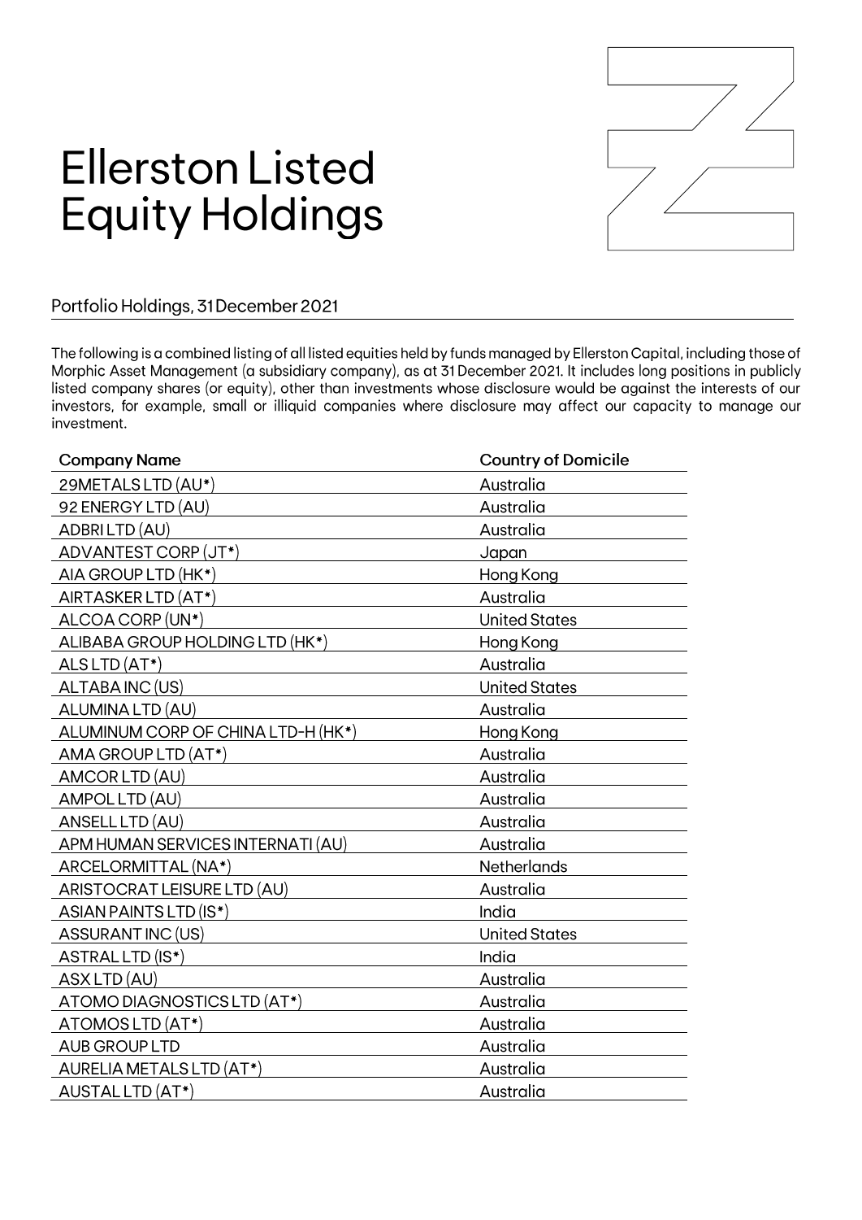# Ellerston Listed Equity Holdings

## Portfolio Holdings, 31 December 2021

The following is a combined listing of all listed equities held by funds managed by Ellerston Capital, including those of Morphic Asset Management (a subsidiary company), as at 31 December 2021. It includes long positions in publicly listed company shares (or equity), other than investments whose disclosure would be against the interests of our investors, for example, small or illiquid companies where disclosure may affect our capacity to manage our investment.

| Company Name | Country of Domicile |
|---|---|
| 29METALS LTD (AU*) | Australia |
| 92 ENERGY LTD (AU) | Australia |
| ADBRI LTD (AU) | Australia |
| ADVANTEST CORP (JT*) | Japan |
| AIA GROUP LTD (HK*) | Hong Kong |
| AIRTASKER LTD (AT*) | Australia |
| ALCOA CORP (UN*) | United States |
| ALIBABA GROUP HOLDING LTD (HK*) | Hong Kong |
| ALS LTD (AT*) | Australia |
| ALTABA INC (US) | United States |
| ALUMINA LTD (AU) | Australia |
| ALUMINUM CORP OF CHINA LTD-H (HK*) | Hong Kong |
| AMA GROUP LTD (AT*) | Australia |
| AMCOR LTD (AU) | Australia |
| AMPOL LTD (AU) | Australia |
| ANSELL LTD (AU) | Australia |
| APM HUMAN SERVICES INTERNATI (AU) | Australia |
| ARCELORMITTAL (NA*) | Netherlands |
| ARISTOCRAT LEISURE LTD (AU) | Australia |
| ASIAN PAINTS LTD (IS*) | India |
| ASSURANT INC (US) | United States |
| ASTRAL LTD (IS*) | India |
| ASX LTD (AU) | Australia |
| ATOMO DIAGNOSTICS LTD (AT*) | Australia |
| ATOMOS LTD (AT*) | Australia |
| AUB GROUP LTD | Australia |
| AURELIA METALS LTD (AT*) | Australia |
| AUSTAL LTD (AT*) | Australia |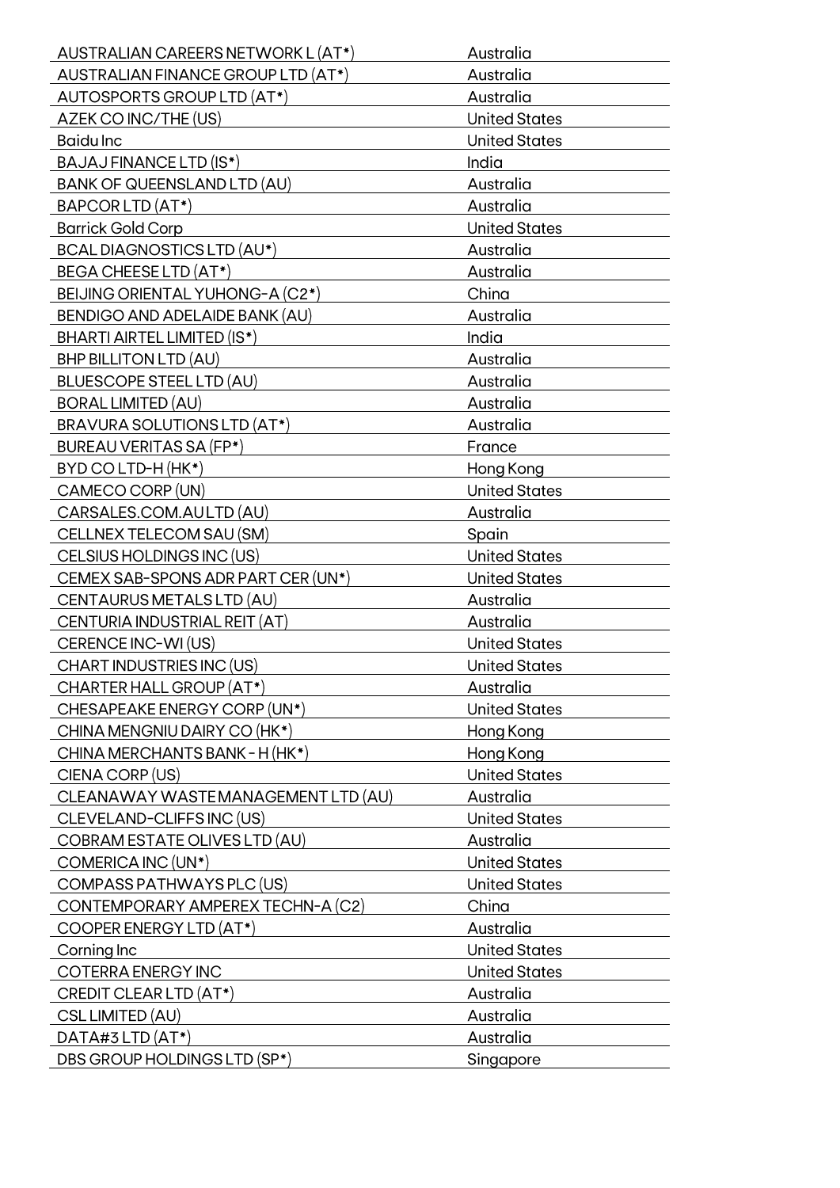| | |
|---|---|
| AUSTRALIAN CAREERS NETWORK L (AT*) | Australia |
| AUSTRALIAN FINANCE GROUP LTD (AT*) | Australia |
| AUTOSPORTS GROUP LTD (AT*) | Australia |
| AZEK CO INC/THE (US) | United States |
| Baidu Inc | United States |
| BAJAJ FINANCE LTD (IS*) | India |
| BANK OF QUEENSLAND LTD (AU) | Australia |
| BAPCOR LTD (AT*) | Australia |
| Barrick Gold Corp | United States |
| BCAL DIAGNOSTICS LTD (AU*) | Australia |
| BEGA CHEESE LTD (AT*) | Australia |
| BEIJING ORIENTAL YUHONG-A (C2*) | China |
| BENDIGO AND ADELAIDE BANK (AU) | Australia |
| BHARTI AIRTEL LIMITED (IS*) | India |
| BHP BILLITON LTD (AU) | Australia |
| BLUESCOPE STEEL LTD (AU) | Australia |
| BORAL LIMITED (AU) | Australia |
| BRAVURA SOLUTIONS LTD (AT*) | Australia |
| BUREAU VERITAS SA (FP*) | France |
| BYD CO LTD-H (HK*) | Hong Kong |
| CAMECO CORP (UN) | United States |
| CARSALES.COM.AU LTD (AU) | Australia |
| CELLNEX TELECOM SAU (SM) | Spain |
| CELSIUS HOLDINGS INC (US) | United States |
| CEMEX SAB-SPONS ADR PART CER (UN*) | United States |
| CENTAURUS METALS LTD (AU) | Australia |
| CENTURIA INDUSTRIAL REIT (AT) | Australia |
| CERENCE INC-WI (US) | United States |
| CHART INDUSTRIES INC (US) | United States |
| CHARTER HALL GROUP (AT*) | Australia |
| CHESAPEAKE ENERGY CORP (UN*) | United States |
| CHINA MENGNIU DAIRY CO (HK*) | Hong Kong |
| CHINA MERCHANTS BANK - H (HK*) | Hong Kong |
| CIENA CORP (US) | United States |
| CLEANAWAY WASTE MANAGEMENT LTD (AU) | Australia |
| CLEVELAND-CLIFFS INC (US) | United States |
| COBRAM ESTATE OLIVES LTD (AU) | Australia |
| COMERICA INC (UN*) | United States |
| COMPASS PATHWAYS PLC (US) | United States |
| CONTEMPORARY AMPEREX TECHN-A (C2) | China |
| COOPER ENERGY LTD (AT*) | Australia |
| Corning Inc | United States |
| COTERRA ENERGY INC | United States |
| CREDIT CLEAR LTD (AT*) | Australia |
| CSL LIMITED (AU) | Australia |
| DATA#3 LTD (AT*) | Australia |
| DBS GROUP HOLDINGS LTD (SP*) | Singapore |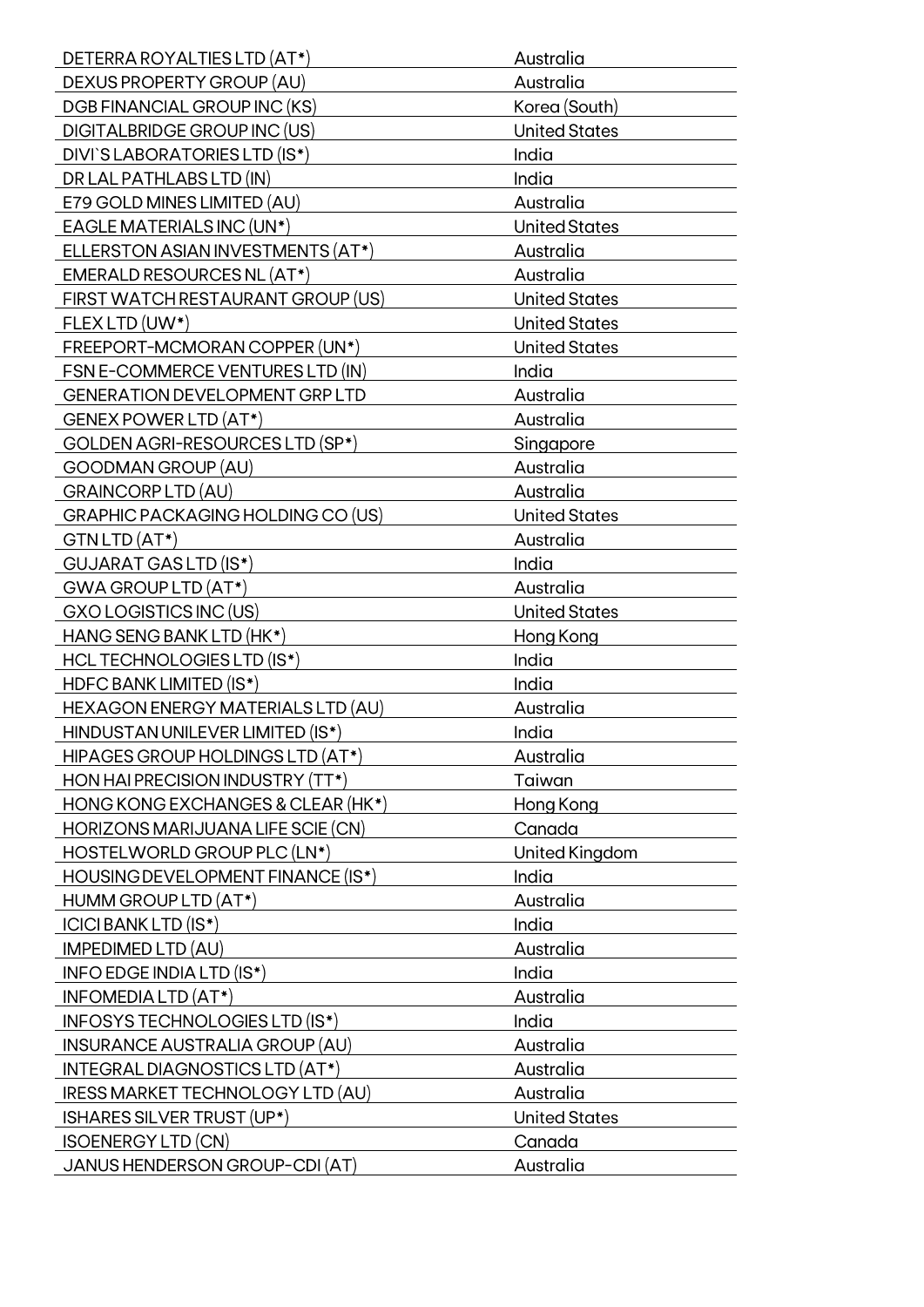| | |
|---|---|
| DETERRA ROYALTIES LTD (AT*) | Australia |
| DEXUS PROPERTY GROUP (AU) | Australia |
| DGB FINANCIAL GROUP INC (KS) | Korea (South) |
| DIGITALBRIDGE GROUP INC (US) | United States |
| DIVI`S LABORATORIES LTD (IS*) | India |
| DR LAL PATHLABS LTD (IN) | India |
| E79 GOLD MINES LIMITED (AU) | Australia |
| EAGLE MATERIALS INC (UN*) | United States |
| ELLERSTON ASIAN INVESTMENTS (AT*) | Australia |
| EMERALD RESOURCES NL (AT*) | Australia |
| FIRST WATCH RESTAURANT GROUP (US) | United States |
| FLEX LTD (UW*) | United States |
| FREEPORT-MCMORAN COPPER (UN*) | United States |
| FSN E-COMMERCE VENTURES LTD (IN) | India |
| GENERATION DEVELOPMENT GRP LTD | Australia |
| GENEX POWER LTD (AT*) | Australia |
| GOLDEN AGRI-RESOURCES LTD (SP*) | Singapore |
| GOODMAN GROUP (AU) | Australia |
| GRAINCORP LTD (AU) | Australia |
| GRAPHIC PACKAGING HOLDING CO (US) | United States |
| GTN LTD (AT*) | Australia |
| GUJARAT GAS LTD (IS*) | India |
| GWA GROUP LTD (AT*) | Australia |
| GXO LOGISTICS INC (US) | United States |
| HANG SENG BANK LTD (HK*) | Hong Kong |
| HCL TECHNOLOGIES LTD (IS*) | India |
| HDFC BANK LIMITED (IS*) | India |
| HEXAGON ENERGY MATERIALS LTD (AU) | Australia |
| HINDUSTAN UNILEVER LIMITED (IS*) | India |
| HIPAGES GROUP HOLDINGS LTD (AT*) | Australia |
| HON HAI PRECISION INDUSTRY (TT*) | Taiwan |
| HONG KONG EXCHANGES & CLEAR (HK*) | Hong Kong |
| HORIZONS MARIJUANA LIFE SCIE (CN) | Canada |
| HOSTELWORLD GROUP PLC (LN*) | United Kingdom |
| HOUSING DEVELOPMENT FINANCE (IS*) | India |
| HUMM GROUP LTD (AT*) | Australia |
| ICICI BANK LTD (IS*) | India |
| IMPEDIMED LTD (AU) | Australia |
| INFO EDGE INDIA LTD (IS*) | India |
| INFOMEDIA LTD (AT*) | Australia |
| INFOSYS TECHNOLOGIES LTD (IS*) | India |
| INSURANCE AUSTRALIA GROUP (AU) | Australia |
| INTEGRAL DIAGNOSTICS LTD (AT*) | Australia |
| IRESS MARKET TECHNOLOGY LTD (AU) | Australia |
| ISHARES SILVER TRUST (UP*) | United States |
| ISOENERGY LTD (CN) | Canada |
| JANUS HENDERSON GROUP-CDI (AT) | Australia |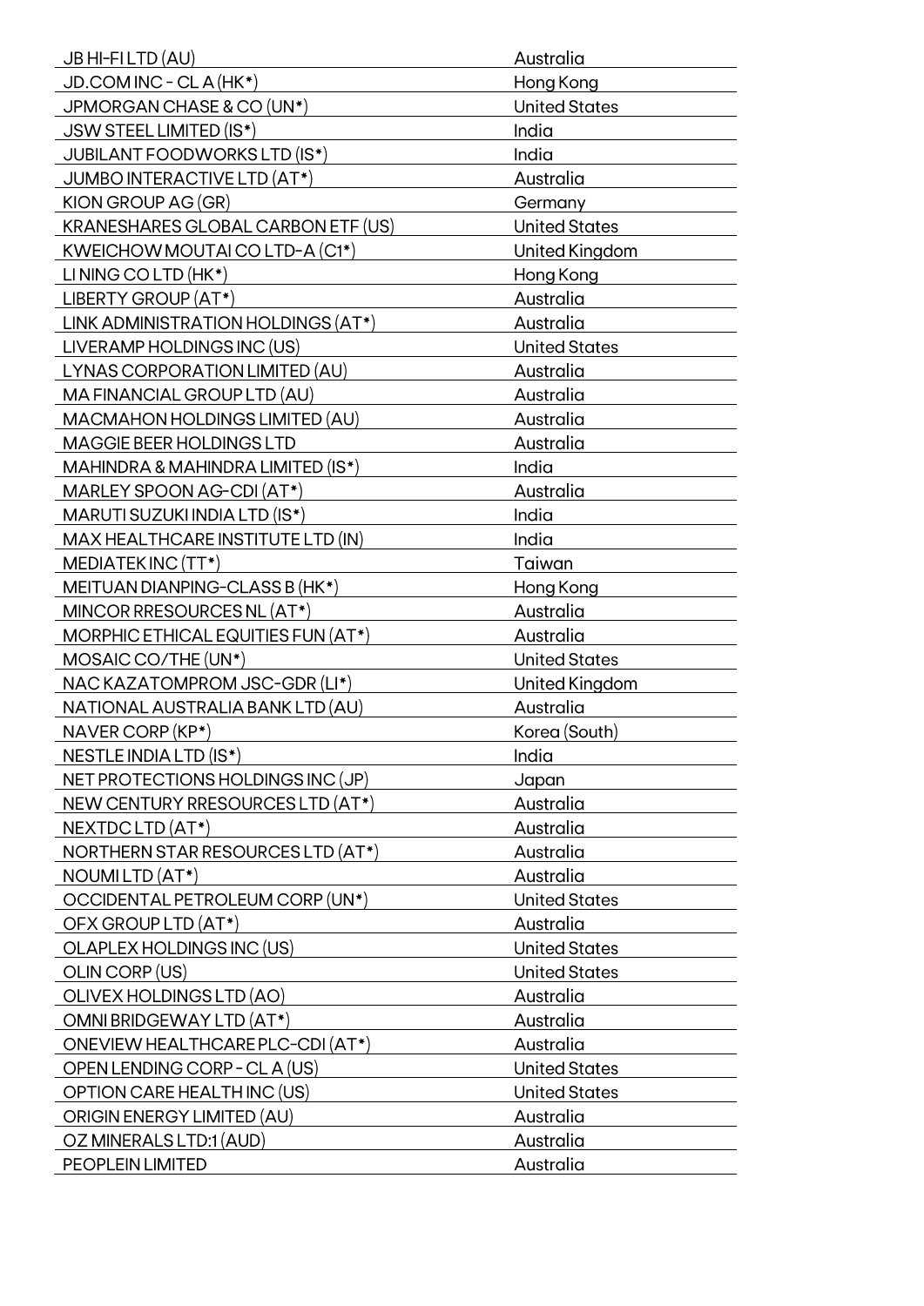| | |
|---|---|
| JB HI-FI LTD (AU) | Australia |
| JD.COM INC - CL A (HK*) | Hong Kong |
| JPMORGAN CHASE & CO (UN*) | United States |
| JSW STEEL LIMITED (IS*) | India |
| JUBILANT FOODWORKS LTD (IS*) | India |
| JUMBO INTERACTIVE LTD (AT*) | Australia |
| KION GROUP AG (GR) | Germany |
| KRANESHARES GLOBAL CARBON ETF (US) | United States |
| KWEICHOW MOUTAI CO LTD-A (C1*) | United Kingdom |
| LI NING CO LTD (HK*) | Hong Kong |
| LIBERTY GROUP (AT*) | Australia |
| LINK ADMINISTRATION HOLDINGS (AT*) | Australia |
| LIVERAMP HOLDINGS INC (US) | United States |
| LYNAS CORPORATION LIMITED (AU) | Australia |
| MA FINANCIAL GROUP LTD (AU) | Australia |
| MACMAHON HOLDINGS LIMITED (AU) | Australia |
| MAGGIE BEER HOLDINGS LTD | Australia |
| MAHINDRA & MAHINDRA LIMITED (IS*) | India |
| MARLEY SPOON AG-CDI (AT*) | Australia |
| MARUTI SUZUKI INDIA LTD (IS*) | India |
| MAX HEALTHCARE INSTITUTE LTD (IN) | India |
| MEDIATEK INC (TT*) | Taiwan |
| MEITUAN DIANPING-CLASS B (HK*) | Hong Kong |
| MINCOR RRESOURCES NL (AT*) | Australia |
| MORPHIC ETHICAL EQUITIES FUN (AT*) | Australia |
| MOSAIC CO/THE (UN*) | United States |
| NAC KAZATOMPROM JSC-GDR (LI*) | United Kingdom |
| NATIONAL AUSTRALIA BANK LTD (AU) | Australia |
| NAVER CORP (KP*) | Korea (South) |
| NESTLE INDIA LTD (IS*) | India |
| NET PROTECTIONS HOLDINGS INC (JP) | Japan |
| NEW CENTURY RRESOURCES LTD (AT*) | Australia |
| NEXTDC LTD (AT*) | Australia |
| NORTHERN STAR RESOURCES LTD (AT*) | Australia |
| NOUMI LTD (AT*) | Australia |
| OCCIDENTAL PETROLEUM CORP (UN*) | United States |
| OFX GROUP LTD (AT*) | Australia |
| OLAPLEX HOLDINGS INC (US) | United States |
| OLIN CORP (US) | United States |
| OLIVEX HOLDINGS LTD (AO) | Australia |
| OMNI BRIDGEWAY LTD (AT*) | Australia |
| ONEVIEW HEALTHCARE PLC-CDI (AT*) | Australia |
| OPEN LENDING CORP - CL A (US) | United States |
| OPTION CARE HEALTH INC (US) | United States |
| ORIGIN ENERGY LIMITED (AU) | Australia |
| OZ MINERALS LTD:1 (AUD) | Australia |
| PEOPLEIN LIMITED | Australia |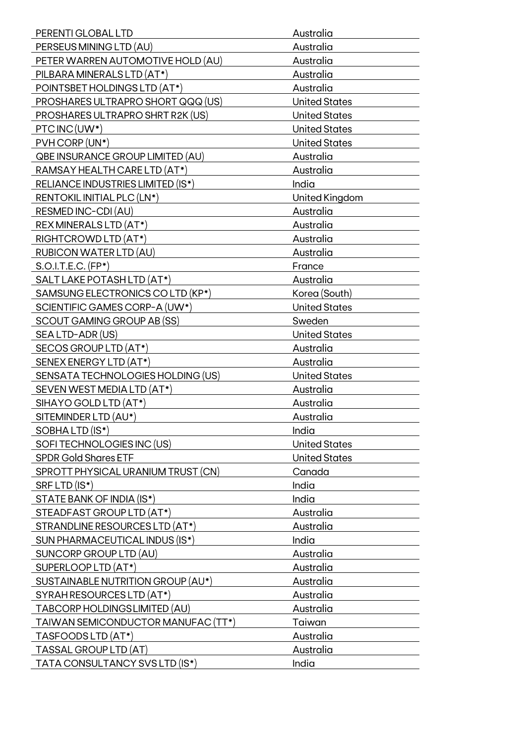| | |
|---|---|
| PERENTI GLOBAL LTD | Australia |
| PERSEUS MINING LTD (AU) | Australia |
| PETER WARREN AUTOMOTIVE HOLD (AU) | Australia |
| PILBARA MINERALS LTD (AT*) | Australia |
| POINTSBET HOLDINGS LTD (AT*) | Australia |
| PROSHARES ULTRAPRO SHORT QQQ (US) | United States |
| PROSHARES ULTRAPRO SHRT R2K (US) | United States |
| PTC INC (UW*) | United States |
| PVH CORP (UN*) | United States |
| QBE INSURANCE GROUP LIMITED (AU) | Australia |
| RAMSAY HEALTH CARE LTD (AT*) | Australia |
| RELIANCE INDUSTRIES LIMITED (IS*) | India |
| RENTOKIL INITIAL PLC (LN*) | United Kingdom |
| RESMED INC-CDI (AU) | Australia |
| REX MINERALS LTD (AT*) | Australia |
| RIGHTCROWD LTD (AT*) | Australia |
| RUBICON WATER LTD (AU) | Australia |
| S.O.I.T.E.C. (FP*) | France |
| SALT LAKE POTASH LTD (AT*) | Australia |
| SAMSUNG ELECTRONICS CO LTD (KP*) | Korea (South) |
| SCIENTIFIC GAMES CORP-A (UW*) | United States |
| SCOUT GAMING GROUP AB (SS) | Sweden |
| SEA LTD-ADR (US) | United States |
| SECOS GROUP LTD (AT*) | Australia |
| SENEX ENERGY LTD (AT*) | Australia |
| SENSATA TECHNOLOGIES HOLDING (US) | United States |
| SEVEN WEST MEDIA LTD (AT*) | Australia |
| SIHAYO GOLD LTD (AT*) | Australia |
| SITEMINDER LTD (AU*) | Australia |
| SOBHA LTD (IS*) | India |
| SOFI TECHNOLOGIES INC (US) | United States |
| SPDR Gold Shares ETF | United States |
| SPROTT PHYSICAL URANIUM TRUST (CN) | Canada |
| SRF LTD (IS*) | India |
| STATE BANK OF INDIA (IS*) | India |
| STEADFAST GROUP LTD (AT*) | Australia |
| STRANDLINE RESOURCES LTD (AT*) | Australia |
| SUN PHARMACEUTICAL INDUS (IS*) | India |
| SUNCORP GROUP LTD (AU) | Australia |
| SUPERLOOP LTD (AT*) | Australia |
| SUSTAINABLE NUTRITION GROUP (AU*) | Australia |
| SYRAH RESOURCES LTD (AT*) | Australia |
| TABCORP HOLDINGS LIMITED (AU) | Australia |
| TAIWAN SEMICONDUCTOR MANUFAC (TT*) | Taiwan |
| TASFOODS LTD (AT*) | Australia |
| TASSAL GROUP LTD (AT) | Australia |
| TATA CONSULTANCY SVS LTD (IS*) | India |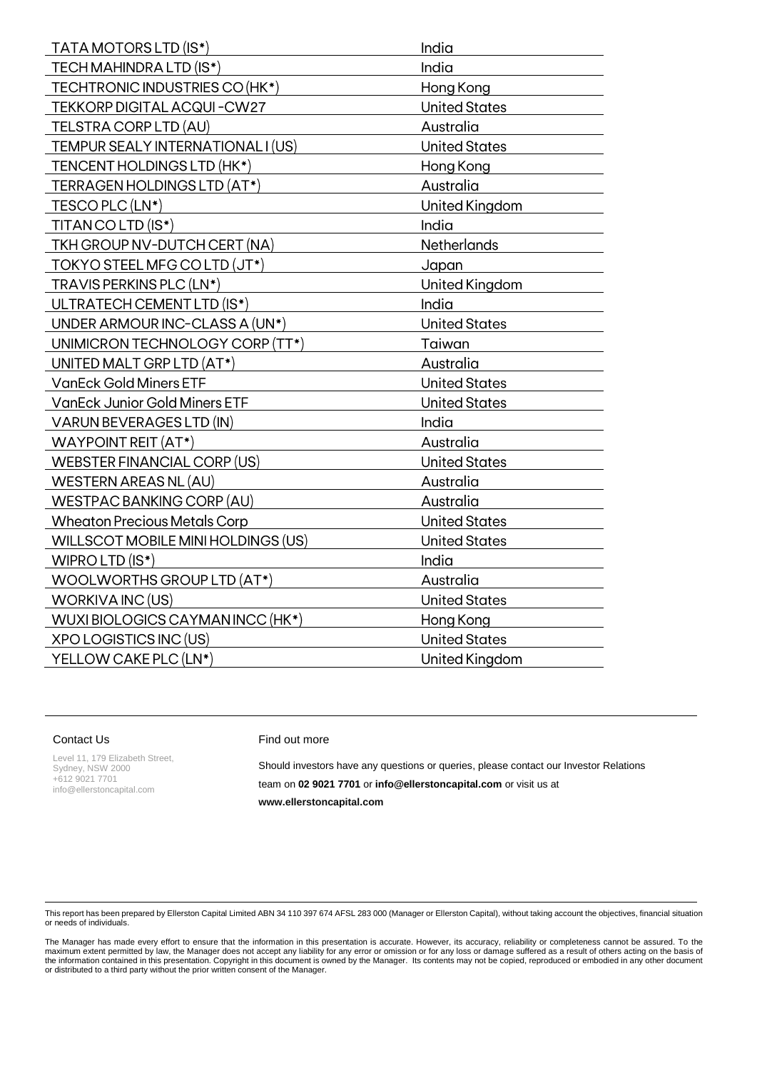| | |
|---|---|
| TATA MOTORS LTD (IS*) | India |
| TECH MAHINDRA LTD (IS*) | India |
| TECHTRONIC INDUSTRIES CO (HK*) | Hong Kong |
| TEKKORP DIGITAL ACQUI -CW27 | United States |
| TELSTRA CORP LTD (AU) | Australia |
| TEMPUR SEALY INTERNATIONAL I (US) | United States |
| TENCENT HOLDINGS LTD (HK*) | Hong Kong |
| TERRAGEN HOLDINGS LTD (AT*) | Australia |
| TESCO PLC (LN*) | United Kingdom |
| TITAN CO LTD (IS*) | India |
| TKH GROUP NV-DUTCH CERT (NA) | Netherlands |
| TOKYO STEEL MFG CO LTD (JT*) | Japan |
| TRAVIS PERKINS PLC (LN*) | United Kingdom |
| ULTRATECH CEMENT LTD (IS*) | India |
| UNDER ARMOUR INC-CLASS A (UN*) | United States |
| UNIMICRON TECHNOLOGY CORP (TT*) | Taiwan |
| UNITED MALT GRP LTD (AT*) | Australia |
| VanEck Gold Miners ETF | United States |
| VanEck Junior Gold Miners ETF | United States |
| VARUN BEVERAGES LTD (IN) | India |
| WAYPOINT REIT (AT*) | Australia |
| WEBSTER FINANCIAL CORP (US) | United States |
| WESTERN AREAS NL (AU) | Australia |
| WESTPAC BANKING CORP (AU) | Australia |
| Wheaton Precious Metals Corp | United States |
| WILLSCOT MOBILE MINI HOLDINGS (US) | United States |
| WIPRO LTD (IS*) | India |
| WOOLWORTHS GROUP LTD (AT*) | Australia |
| WORKIVA INC (US) | United States |
| WUXI BIOLOGICS CAYMAN INCC (HK*) | Hong Kong |
| XPO LOGISTICS INC (US) | United States |
| YELLOW CAKE PLC (LN*) | United Kingdom |

Contact Us

Level 11, 179 Elizabeth Street,
Sydney, NSW 2000
+612 9021 7701
info@ellerstoncapital.com

Find out more

Should investors have any questions or queries, please contact our Investor Relations team on **02 9021 7701** or **info@ellerstoncapital.com** or visit us at **www.ellerstoncapital.com**

This report has been prepared by Ellerston Capital Limited ABN 34 110 397 674 AFSL 283 000 (Manager or Ellerston Capital), without taking account the objectives, financial situation or needs of individuals.

The Manager has made every effort to ensure that the information in this presentation is accurate. However, its accuracy, reliability or completeness cannot be assured. To the maximum extent permitted by law, the Manager does not accept any liability for any error or omission or for any loss or damage suffered as a result of others acting on the basis of the information contained in this presentation. Copyright in this document is owned by the Manager. Its contents may not be copied, reproduced or embodied in any other document or distributed to a third party without the prior written consent of the Manager.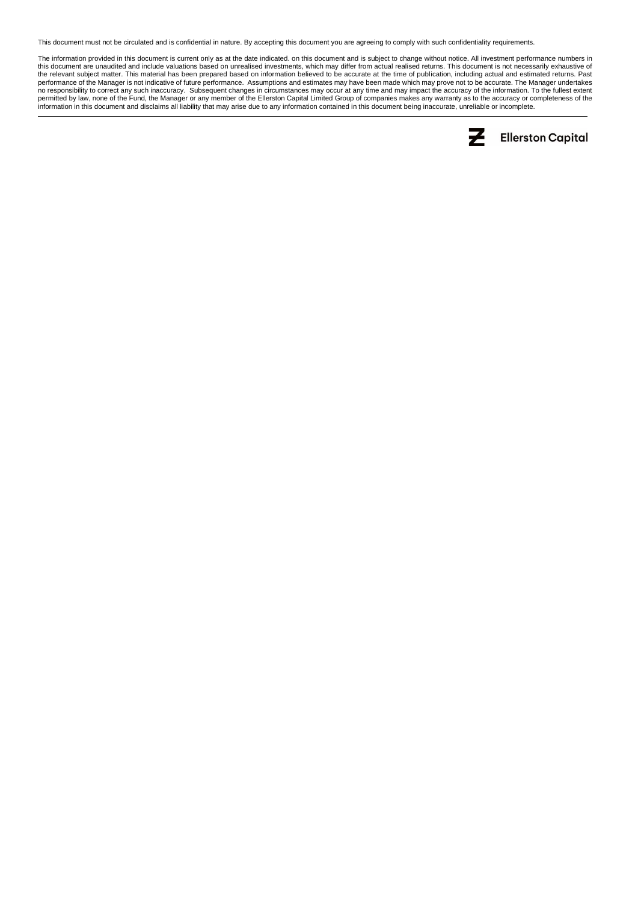This document must not be circulated and is confidential in nature. By accepting this document you are agreeing to comply with such confidentiality requirements.

The information provided in this document is current only as at the date indicated. on this document and is subject to change without notice. All investment performance numbers in this document are unaudited and include valuations based on unrealised investments, which may differ from actual realised returns. This document is not necessarily exhaustive of the relevant subject matter. This material has been prepared based on information believed to be accurate at the time of publication, including actual and estimated returns. Past performance of the Manager is not indicative of future performance. Assumptions and estimates may have been made which may prove not to be accurate. The Manager undertakes no responsibility to correct any such inaccuracy. Subsequent changes in circumstances may occur at any time and may impact the accuracy of the information. To the fullest extent permitted by law, none of the Fund, the Manager or any member of the Ellerston Capital Limited Group of companies makes any warranty as to the accuracy or completeness of the information in this document and disclaims all liability that may arise due to any information contained in this document being inaccurate, unreliable or incomplete.

Ellerston Capital